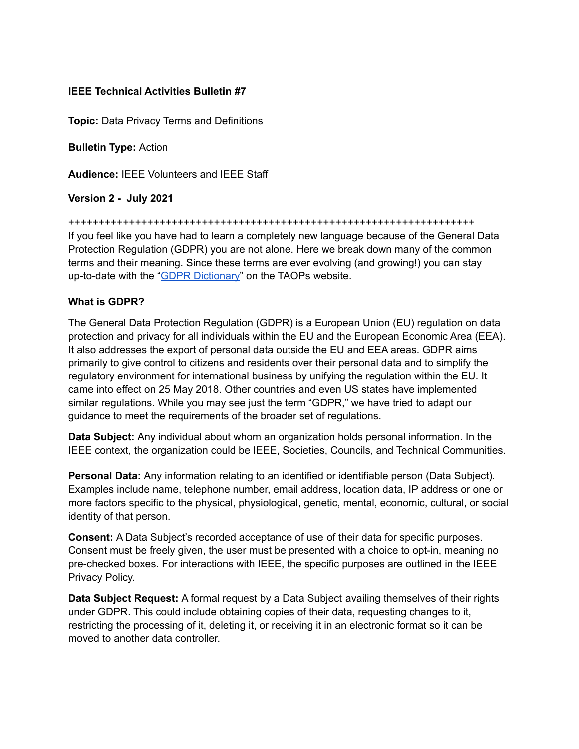**IEEE Technical Activities Bulletin #7**

**Topic:** Data Privacy Terms and Definitions

**Bulletin Type:** Action

**Audience:** IEEE Volunteers and IEEE Staff

**Version 2 - July 2021**

++++++++++++++++++++++++++++++++++++++++++++++++++++++++++++++++++++

If you feel like you have had to learn a completely new language because of the General Data Protection Regulation (GDPR) you are not alone. Here we break down many of the common terms and their meaning. Since these terms are ever evolving (and growing!) you can stay up-to-date with the "GDPR Dictionary" on the TAOPs website.

**What is GDPR?**

The General Data Protection Regulation (GDPR) is a European Union (EU) regulation on data protection and privacy for all individuals within the EU and the European Economic Area (EEA). It also addresses the export of personal data outside the EU and EEA areas. GDPR aims primarily to give control to citizens and residents over their personal data and to simplify the regulatory environment for international business by unifying the regulation within the EU. It came into effect on 25 May 2018. Other countries and even US states have implemented similar regulations. While you may see just the term "GDPR," we have tried to adapt our guidance to meet the requirements of the broader set of regulations.

**Data Subject:** Any individual about whom an organization holds personal information. In the IEEE context, the organization could be IEEE, Societies, Councils, and Technical Communities.

**Personal Data:** Any information relating to an identified or identifiable person (Data Subject). Examples include name, telephone number, email address, location data, IP address or one or more factors specific to the physical, physiological, genetic, mental, economic, cultural, or social identity of that person.

**Consent:** A Data Subject's recorded acceptance of use of their data for specific purposes. Consent must be freely given, the user must be presented with a choice to opt-in, meaning no pre-checked boxes. For interactions with IEEE, the specific purposes are outlined in the IEEE Privacy Policy.

**Data Subject Request:** A formal request by a Data Subject availing themselves of their rights under GDPR. This could include obtaining copies of their data, requesting changes to it, restricting the processing of it, deleting it, or receiving it in an electronic format so it can be moved to another data controller.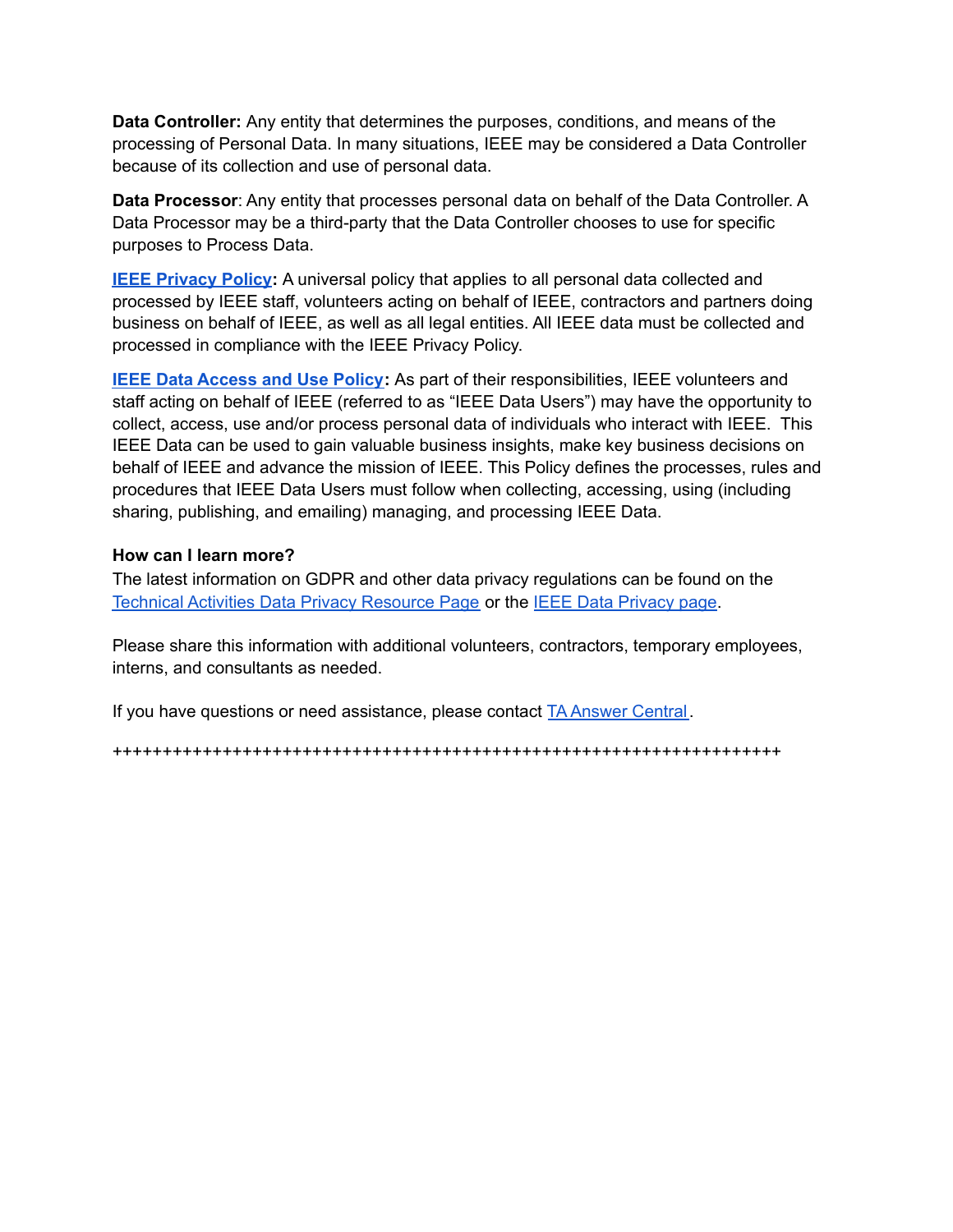**Data Controller:** Any entity that determines the purposes, conditions, and means of the processing of Personal Data. In many situations, IEEE may be considered a Data Controller because of its collection and use of personal data.

**Data Processor**: Any entity that processes personal data on behalf of the Data Controller. A Data Processor may be a third-party that the Data Controller chooses to use for specific purposes to Process Data.

**IEEE Privacy Policy:** A universal policy that applies to all personal data collected and processed by IEEE staff, volunteers acting on behalf of IEEE, contractors and partners doing business on behalf of IEEE, as well as all legal entities. All IEEE data must be collected and processed in compliance with the IEEE Privacy Policy.

**IEEE Data Access and Use Policy:** As part of their responsibilities, IEEE volunteers and staff acting on behalf of IEEE (referred to as "IEEE Data Users") may have the opportunity to collect, access, use and/or process personal data of individuals who interact with IEEE. This IEEE Data can be used to gain valuable business insights, make key business decisions on behalf of IEEE and advance the mission of IEEE. This Policy defines the processes, rules and procedures that IEEE Data Users must follow when collecting, accessing, using (including sharing, publishing, and emailing) managing, and processing IEEE Data.

**How can I learn more?**

The latest information on GDPR and other data privacy regulations can be found on the Technical Activities Data Privacy Resource Page or the IEEE Data Privacy page.

Please share this information with additional volunteers, contractors, temporary employees, interns, and consultants as needed.

If you have questions or need assistance, please contact TA Answer Central.

+++++++++++++++++++++++++++++++++++++++++++++++++++++++++++++++++++++